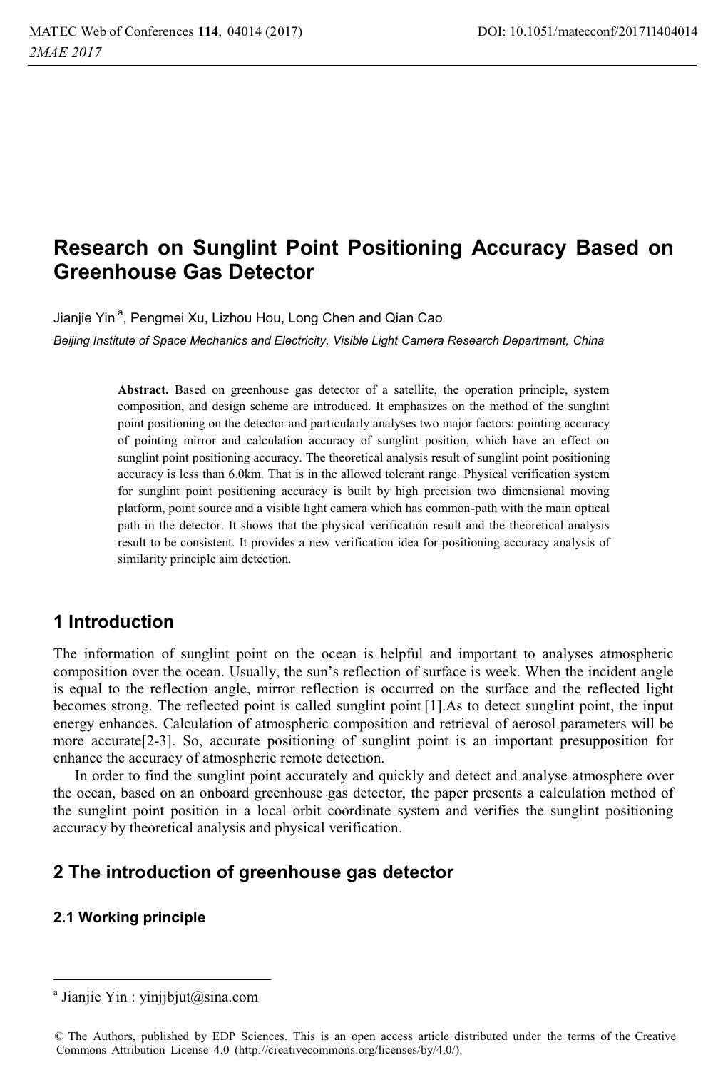# Research on Sunglint Point Positioning Accuracy Based on Greenhouse Gas Detector

Jianjie Yin [a], Pengmei Xu, Lizhou Hou, Long Chen and Qian Cao

*Beijing Institute of Space Mechanics and Electricity, Visible Light Camera Research Department, China*

**Abstract.** Based on greenhouse gas detector of a satellite, the operation principle, system composition, and design scheme are introduced. It emphasizes on the method of the sunglint point positioning on the detector and particularly analyses two major factors: pointing accuracy of pointing mirror and calculation accuracy of sunglint position, which have an effect on sunglint point positioning accuracy. The theoretical analysis result of sunglint point positioning accuracy is less than 6.0km. That is in the allowed tolerant range. Physical verification system for sunglint point positioning accuracy is built by high precision two dimensional moving platform, point source and a visible light camera which has common-path with the main optical path in the detector. It shows that the physical verification result and the theoretical analysis result to be consistent. It provides a new verification idea for positioning accuracy analysis of similarity principle aim detection.

## 1 Introduction

The information of sunglint point on the ocean is helpful and important to analyses atmospheric composition over the ocean. Usually, the sun's reflection of surface is week. When the incident angle is equal to the reflection angle, mirror reflection is occurred on the surface and the reflected light becomes strong. The reflected point is called sunglint point [1].As to detect sunglint point, the input energy enhances. Calculation of atmospheric composition and retrieval of aerosol parameters will be more accurate[2-3]. So, accurate positioning of sunglint point is an important presupposition for enhance the accuracy of atmospheric remote detection.

In order to find the sunglint point accurately and quickly and detect and analyse atmosphere over the ocean, based on an onboard greenhouse gas detector, the paper presents a calculation method of the sunglint point position in a local orbit coordinate system and verifies the sunglint positioning accuracy by theoretical analysis and physical verification.

## 2 The introduction of greenhouse gas detector

### 2.1 Working principle

[a] Jianjie Yin : yinjjbjut@sina.com

© The Authors, published by EDP Sciences. This is an open access article distributed under the terms of the Creative Commons Attribution License 4.0 (http://creativecommons.org/licenses/by/4.0/).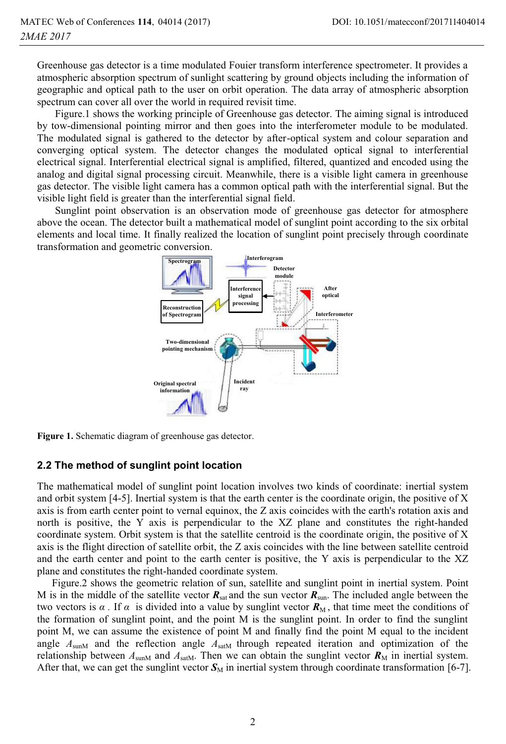Greenhouse gas detector is a time modulated Fouier transform interference spectrometer. It provides a atmospheric absorption spectrum of sunlight scattering by ground objects including the information of geographic and optical path to the user on orbit operation. The data array of atmospheric absorption spectrum can cover all over the world in required revisit time.

Figure.1 shows the working principle of Greenhouse gas detector. The aiming signal is introduced by tow-dimensional pointing mirror and then goes into the interferometer module to be modulated. The modulated signal is gathered to the detector by after-optical system and colour separation and converging optical system. The detector changes the modulated optical signal to interferential electrical signal. Interferential electrical signal is amplified, filtered, quantized and encoded using the analog and digital signal processing circuit. Meanwhile, there is a visible light camera in greenhouse gas detector. The visible light camera has a common optical path with the interferential signal. But the visible light field is greater than the interferential signal field.

Sunglint point observation is an observation mode of greenhouse gas detector for atmosphere above the ocean. The detector built a mathematical model of sunglint point according to the six orbital elements and local time. It finally realized the location of sunglint point precisely through coordinate transformation and geometric conversion.

**Figure 1.** Schematic diagram of greenhouse gas detector.

## 2.2 The method of sunglint point location

The mathematical model of sunglint point location involves two kinds of coordinate: inertial system and orbit system [4-5]. Inertial system is that the earth center is the coordinate origin, the positive of X axis is from earth center point to vernal equinox, the Z axis coincides with the earth's rotation axis and north is positive, the Y axis is perpendicular to the XZ plane and constitutes the right-handed coordinate system. Orbit system is that the satellite centroid is the coordinate origin, the positive of X axis is the flight direction of satellite orbit, the Z axis coincides with the line between satellite centroid and the earth center and point to the earth center is positive, the Y axis is perpendicular to the XZ plane and constitutes the right-handed coordinate system.

Figure.2 shows the geometric relation of sun, satellite and sunglint point in inertial system. Point M is in the middle of the satellite vector $\boldsymbol{R}_{\text{sat}}$ and the sun vector $\boldsymbol{R}_{\text{sun}}$. The included angle between the two vectors is $\alpha$ . If $\alpha$ is divided into a value by sunglint vector $\boldsymbol{R}_{\text{M}}$, that time meet the conditions of the formation of sunglint point, and the point M is the sunglint point. In order to find the sunglint point M, we can assume the existence of point M and finally find the point M equal to the incident angle $A_{\text{sunM}}$ and the reflection angle $A_{\text{satM}}$ through repeated iteration and optimization of the relationship between $A_{\text{sunM}}$ and $A_{\text{satM}}$. Then we can obtain the sunglint vector $\boldsymbol{R}_{\text{M}}$ in inertial system. After that, we can get the sunglint vector $\boldsymbol{S}_{\text{M}}$ in inertial system through coordinate transformation [6-7].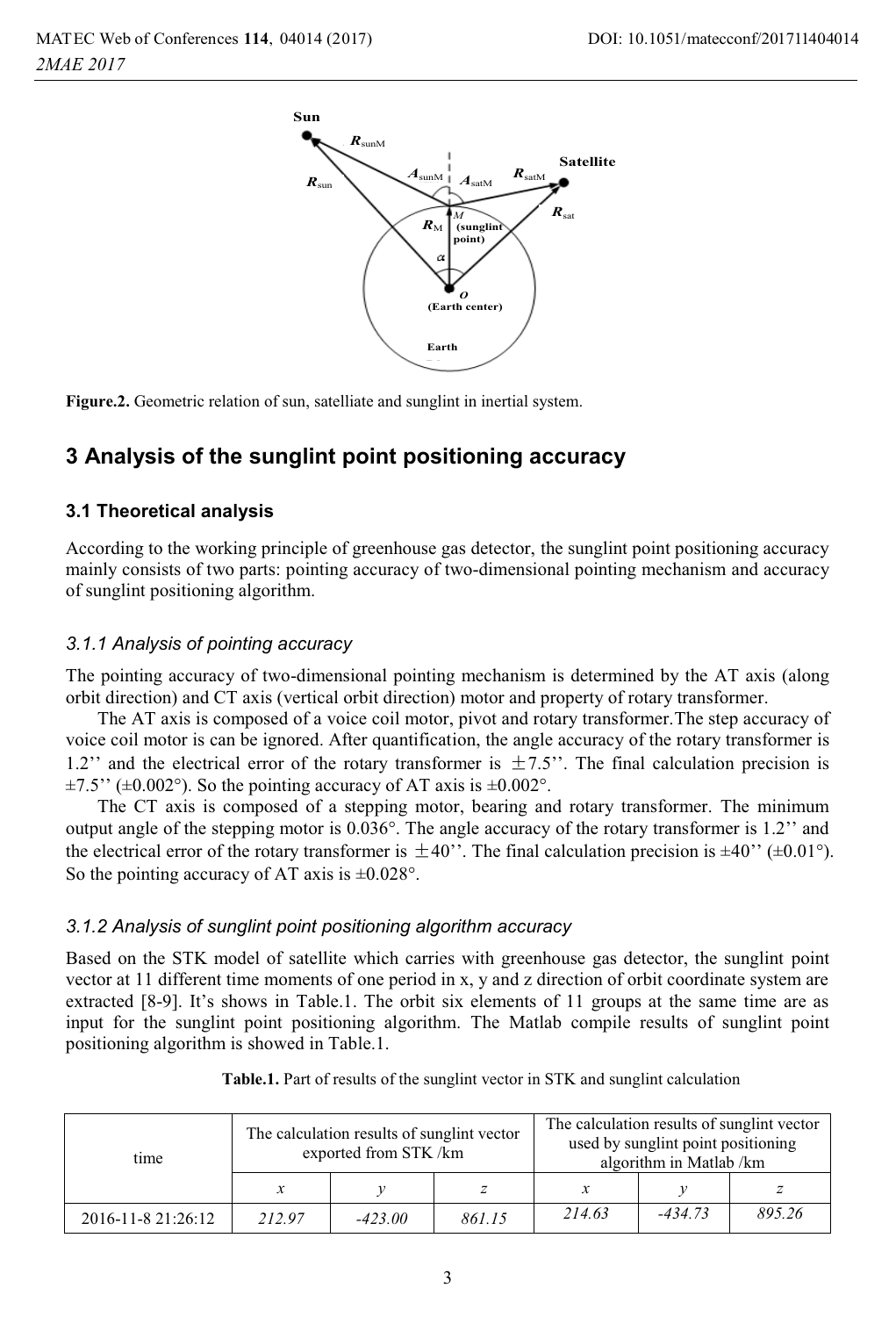Figure.2. Geometric relation of sun, satelliate and sunglint in inertial system.

## 3 Analysis of the sunglint point positioning accuracy

### 3.1 Theoretical analysis

According to the working principle of greenhouse gas detector, the sunglint point positioning accuracy mainly consists of two parts: pointing accuracy of two-dimensional pointing mechanism and accuracy of sunglint positioning algorithm.

#### *3.1.1 Analysis of pointing accuracy*

The pointing accuracy of two-dimensional pointing mechanism is determined by the AT axis (along orbit direction) and CT axis (vertical orbit direction) motor and property of rotary transformer.

The AT axis is composed of a voice coil motor, pivot and rotary transformer.The step accuracy of voice coil motor is can be ignored. After quantification, the angle accuracy of the rotary transformer is 1.2'' and the electrical error of the rotary transformer is ±7.5''. The final calculation precision is ±7.5'' (±0.002°). So the pointing accuracy of AT axis is ±0.002°.

The CT axis is composed of a stepping motor, bearing and rotary transformer. The minimum output angle of the stepping motor is 0.036°. The angle accuracy of the rotary transformer is 1.2'' and the electrical error of the rotary transformer is ±40''. The final calculation precision is ±40'' (±0.01°). So the pointing accuracy of AT axis is ±0.028°.

#### *3.1.2 Analysis of sunglint point positioning algorithm accuracy*

Based on the STK model of satellite which carries with greenhouse gas detector, the sunglint point vector at 11 different time moments of one period in x, y and z direction of orbit coordinate system are extracted [8-9]. It's shows in Table.1. The orbit six elements of 11 groups at the same time are as input for the sunglint point positioning algorithm. The Matlab compile results of sunglint point positioning algorithm is showed in Table.1.

**Table.1.** Part of results of the sunglint vector in STK and sunglint calculation

| time | The calculation results of sunglint vector exported from STK /km | | | The calculation results of sunglint vector used by sunglint point positioning algorithm in Matlab /km | | |
|---|---|---|---|---|---|---|
| | *x* | *y* | *z* | *x* | *y* | *z* |
| 2016-11-8 21:26:12 | *212.97* | *-423.00* | *861.15* | *214.63* | *-434.73* | *895.26* |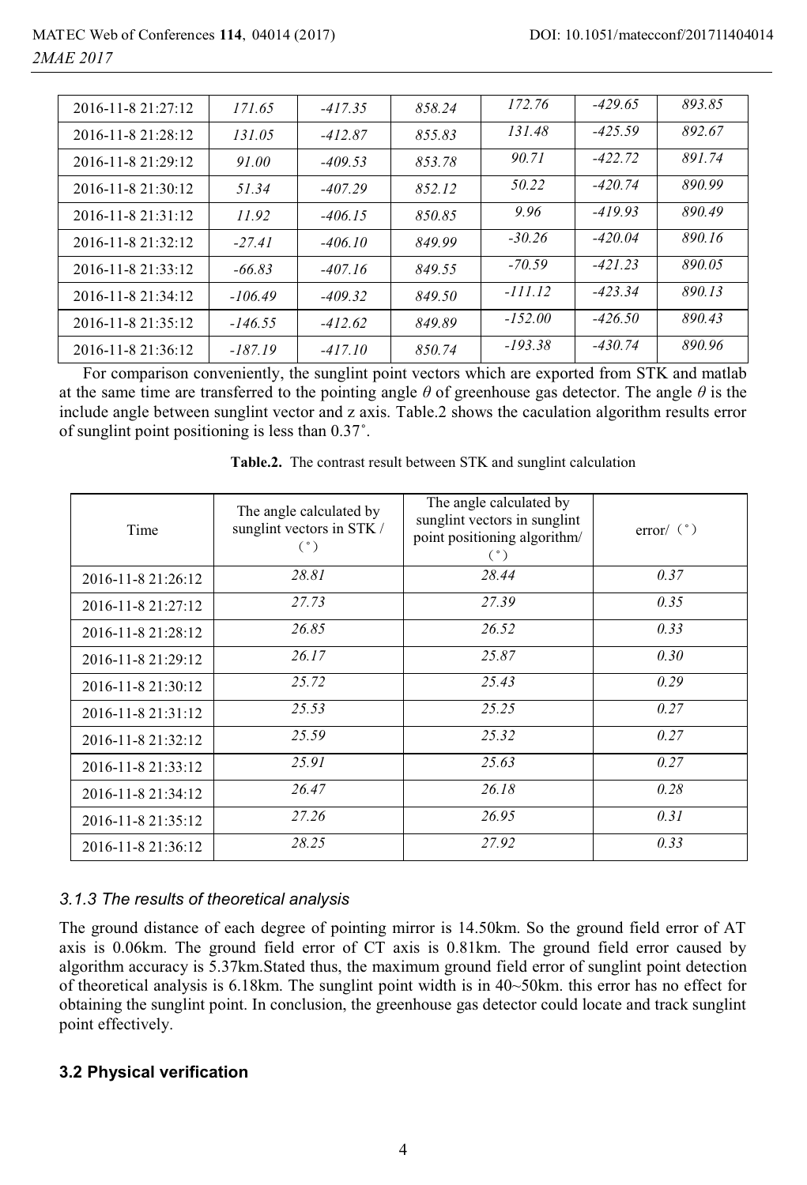| 2016-11-8 21:27:12 | 171.65 | -417.35 | 858.24 | 172.76 | -429.65 | 893.85 |
|---|---|---|---|---|---|---|
| 2016-11-8 21:28:12 | 131.05 | -412.87 | 855.83 | 131.48 | -425.59 | 892.67 |
| 2016-11-8 21:29:12 | 91.00 | -409.53 | 853.78 | 90.71 | -422.72 | 891.74 |
| 2016-11-8 21:30:12 | 51.34 | -407.29 | 852.12 | 50.22 | -420.74 | 890.99 |
| 2016-11-8 21:31:12 | 11.92 | -406.15 | 850.85 | 9.96 | -419.93 | 890.49 |
| 2016-11-8 21:32:12 | -27.41 | -406.10 | 849.99 | -30.26 | -420.04 | 890.16 |
| 2016-11-8 21:33:12 | -66.83 | -407.16 | 849.55 | -70.59 | -421.23 | 890.05 |
| 2016-11-8 21:34:12 | -106.49 | -409.32 | 849.50 | -111.12 | -423.34 | 890.13 |
| 2016-11-8 21:35:12 | -146.55 | -412.62 | 849.89 | -152.00 | -426.50 | 890.43 |
| 2016-11-8 21:36:12 | -187.19 | -417.10 | 850.74 | -193.38 | -430.74 | 890.96 |

For comparison conveniently, the sunglint point vectors which are exported from STK and matlab at the same time are transferred to the pointing angle $\theta$ of greenhouse gas detector. The angle $\theta$ is the include angle between sunglint vector and z axis. Table.2 shows the caculation algorithm results error of sunglint point positioning is less than 0.37˚.

**Table.2.** The contrast result between STK and sunglint calculation

| Time | The angle calculated by sunglint vectors in STK / (˚) | The angle calculated by sunglint vectors in sunglint point positioning algorithm/ (˚) | error/ (˚) |
|---|---|---|---|
| 2016-11-8 21:26:12 | 28.81 | 28.44 | 0.37 |
| 2016-11-8 21:27:12 | 27.73 | 27.39 | 0.35 |
| 2016-11-8 21:28:12 | 26.85 | 26.52 | 0.33 |
| 2016-11-8 21:29:12 | 26.17 | 25.87 | 0.30 |
| 2016-11-8 21:30:12 | 25.72 | 25.43 | 0.29 |
| 2016-11-8 21:31:12 | 25.53 | 25.25 | 0.27 |
| 2016-11-8 21:32:12 | 25.59 | 25.32 | 0.27 |
| 2016-11-8 21:33:12 | 25.91 | 25.63 | 0.27 |
| 2016-11-8 21:34:12 | 26.47 | 26.18 | 0.28 |
| 2016-11-8 21:35:12 | 27.26 | 26.95 | 0.31 |
| 2016-11-8 21:36:12 | 28.25 | 27.92 | 0.33 |

### *3.1.3 The results of theoretical analysis*

The ground distance of each degree of pointing mirror is 14.50km. So the ground field error of AT axis is 0.06km. The ground field error of CT axis is 0.81km. The ground field error caused by algorithm accuracy is 5.37km.Stated thus, the maximum ground field error of sunglint point detection of theoretical analysis is 6.18km. The sunglint point width is in 40~50km. this error has no effect for obtaining the sunglint point. In conclusion, the greenhouse gas detector could locate and track sunglint point effectively.

## **3.2 Physical verification**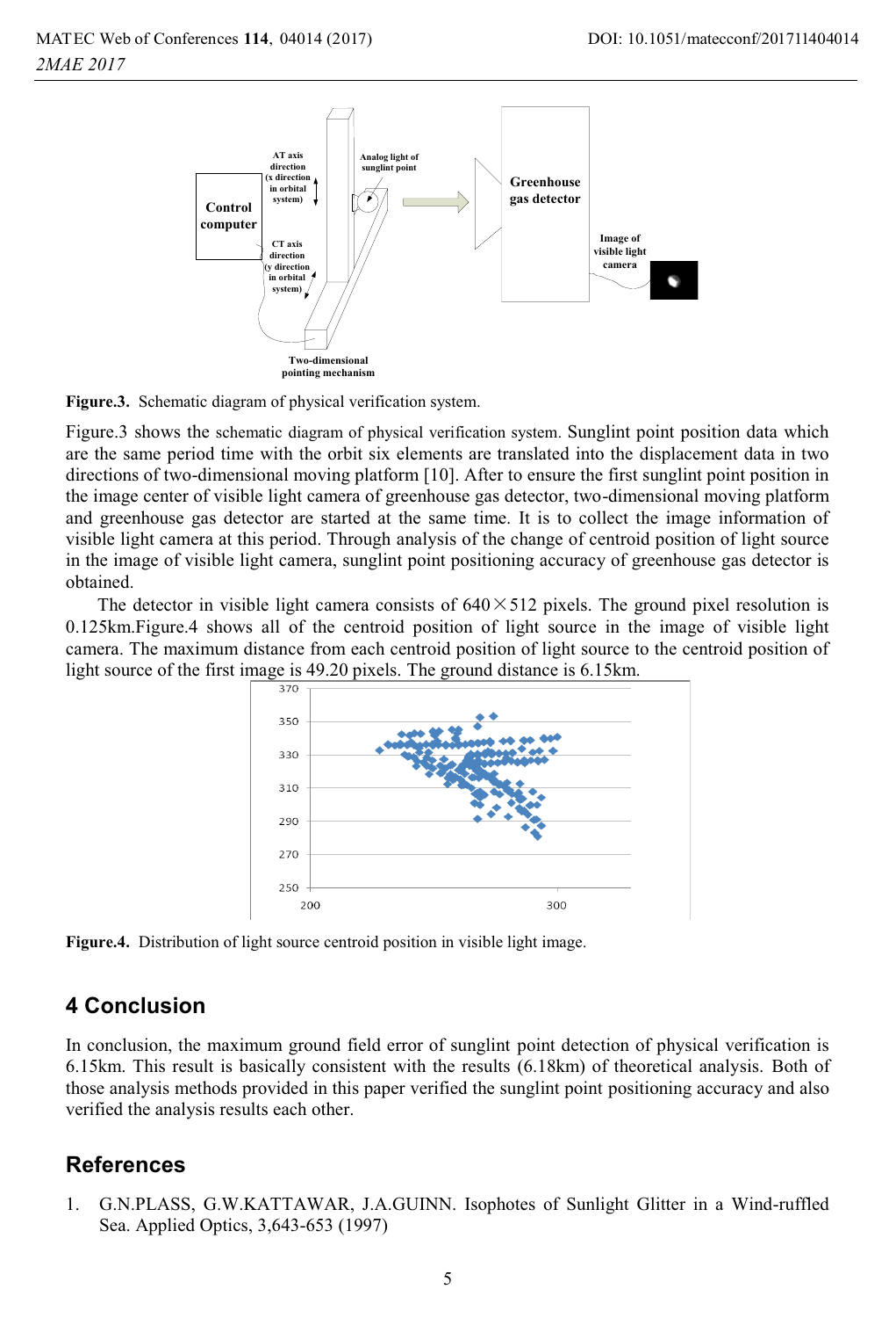Figure.3. Schematic diagram of physical verification system.

Figure.3 shows the schematic diagram of physical verification system. Sunglint point position data which are the same period time with the orbit six elements are translated into the displacement data in two directions of two-dimensional moving platform [10]. After to ensure the first sunglint point position in the image center of visible light camera of greenhouse gas detector, two-dimensional moving platform and greenhouse gas detector are started at the same time. It is to collect the image information of visible light camera at this period. Through analysis of the change of centroid position of light source in the image of visible light camera, sunglint point positioning accuracy of greenhouse gas detector is obtained.

The detector in visible light camera consists of 640×512 pixels. The ground pixel resolution is 0.125km.Figure.4 shows all of the centroid position of light source in the image of visible light camera. The maximum distance from each centroid position of light source to the centroid position of light source of the first image is 49.20 pixels. The ground distance is 6.15km.

Figure.4. Distribution of light source centroid position in visible light image.

## 4 Conclusion

In conclusion, the maximum ground field error of sunglint point detection of physical verification is 6.15km. This result is basically consistent with the results (6.18km) of theoretical analysis. Both of those analysis methods provided in this paper verified the sunglint point positioning accuracy and also verified the analysis results each other.

## References

1. G.N.PLASS, G.W.KATTAWAR, J.A.GUINN. Isophotes of Sunlight Glitter in a Wind-ruffled Sea. Applied Optics, 3,643-653 (1997)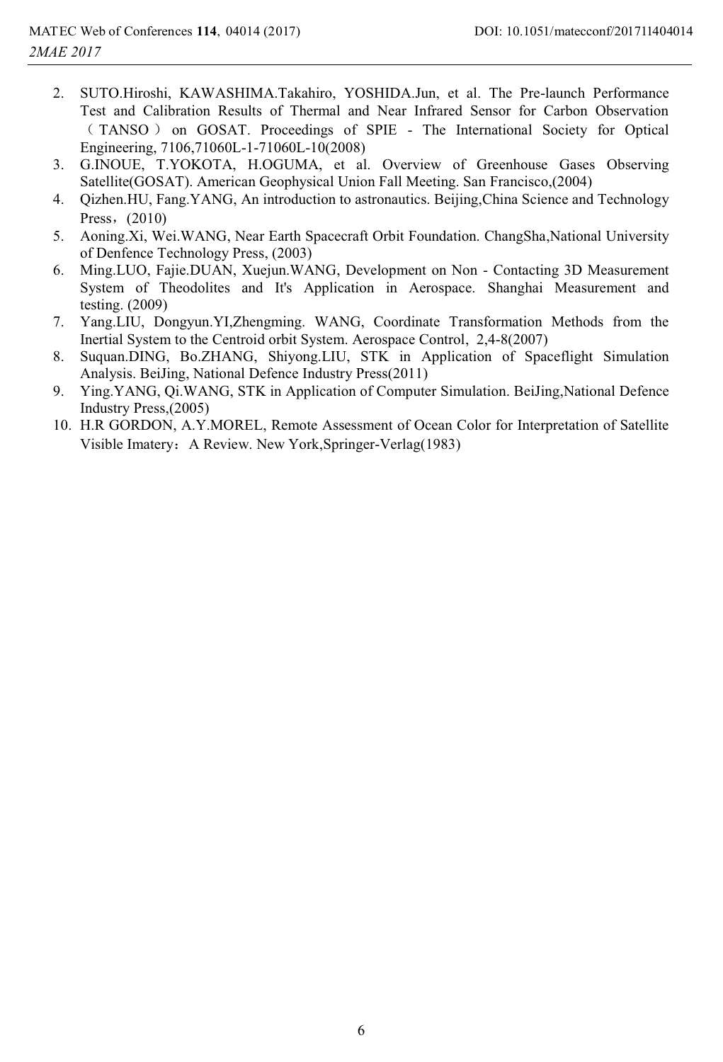2. SUTO.Hiroshi, KAWASHIMA.Takahiro, YOSHIDA.Jun, et al. The Pre-launch Performance Test and Calibration Results of Thermal and Near Infrared Sensor for Carbon Observation （TANSO） on GOSAT. Proceedings of SPIE - The International Society for Optical Engineering, 7106,71060L-1-71060L-10(2008)
3. G.INOUE, T.YOKOTA, H.OGUMA, et al. Overview of Greenhouse Gases Observing Satellite(GOSAT). American Geophysical Union Fall Meeting. San Francisco,(2004)
4. Qizhen.HU, Fang.YANG, An introduction to astronautics. Beijing,China Science and Technology Press，(2010)
5. Aoning.Xi, Wei.WANG, Near Earth Spacecraft Orbit Foundation. ChangSha,National University of Denfence Technology Press, (2003)
6. Ming.LUO, Fajie.DUAN, Xuejun.WANG, Development on Non - Contacting 3D Measurement System of Theodolites and It's Application in Aerospace. Shanghai Measurement and testing. (2009)
7. Yang.LIU, Dongyun.YI,Zhengming. WANG, Coordinate Transformation Methods from the Inertial System to the Centroid orbit System. Aerospace Control, 2,4-8(2007)
8. Suquan.DING, Bo.ZHANG, Shiyong.LIU, STK in Application of Spaceflight Simulation Analysis. BeiJing, National Defence Industry Press(2011)
9. Ying.YANG, Qi.WANG, STK in Application of Computer Simulation. BeiJing,National Defence Industry Press,(2005)
10. H.R GORDON, A.Y.MOREL, Remote Assessment of Ocean Color for Interpretation of Satellite Visible Imatery：A Review. New York,Springer-Verlag(1983)